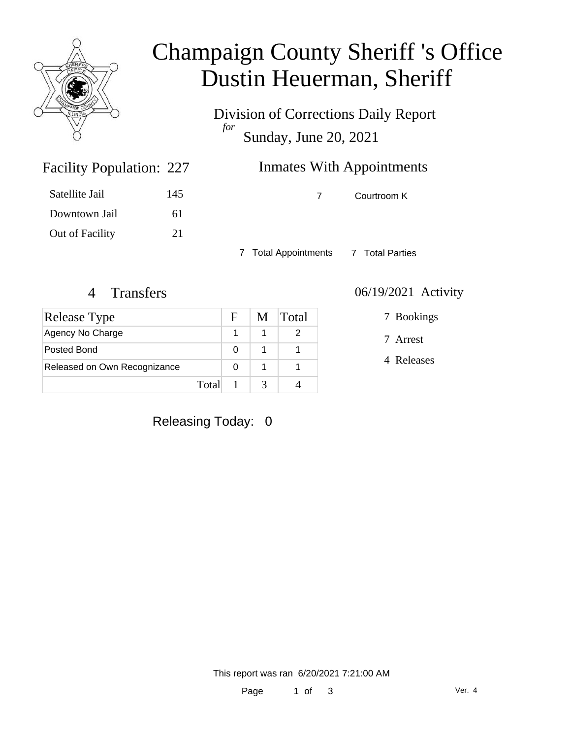# Champaign County Sheriff 's Office
# Dustin Heuerman, Sheriff

Division of Corrections Daily Report
*for*
Sunday, June 20, 2021

## Facility Population: 227

| | |
|---|---|
| Satellite Jail | 145 |
| Downtown Jail | 61 |
| Out of Facility | 21 |

## Inmates With Appointments

| | |
|---|---|
| 7 | Courtroom K |

7 Total Appointments    7 Total Parties

## 4 Transfers

| Release Type | F | M | Total |
|---|---|---|---|
| Agency No Charge | 1 | 1 | 2 |
| Posted Bond | 0 | 1 | 1 |
| Released on Own Recognizance | 0 | 1 | 1 |
| Total | 1 | 3 | 4 |

## 06/19/2021 Activity

7 Bookings

7 Arrest

4 Releases

Releasing Today: 0

This report was ran 6/20/2021 7:21:00 AM

Ver. 4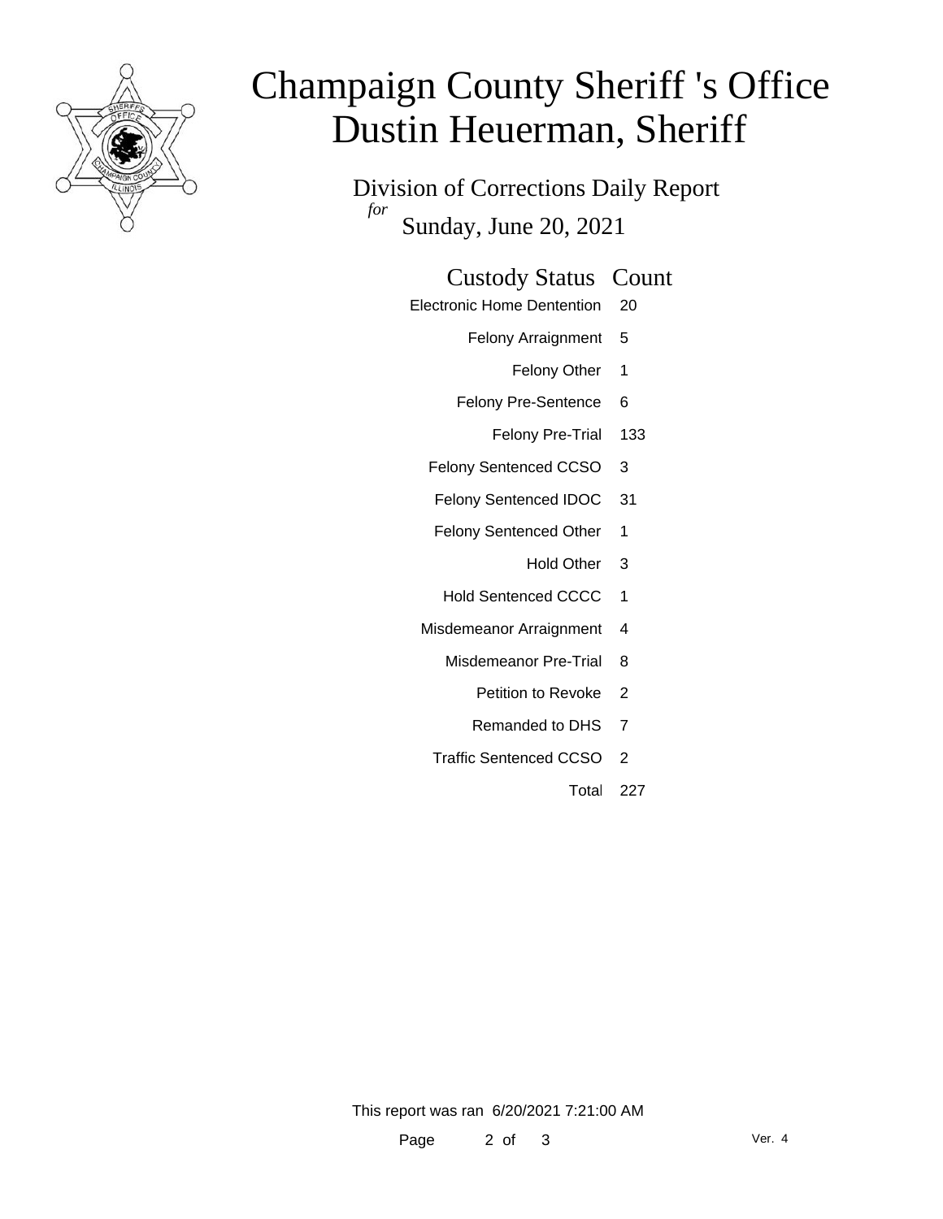# Champaign County Sheriff 's Office
# Dustin Heuerman, Sheriff

Division of Corrections Daily Report

*for* Sunday, June 20, 2021

| Custody Status | Count |
|---|---|
| Electronic Home Dentention | 20 |
| Felony Arraignment | 5 |
| Felony Other | 1 |
| Felony Pre-Sentence | 6 |
| Felony Pre-Trial | 133 |
| Felony Sentenced CCSO | 3 |
| Felony Sentenced IDOC | 31 |
| Felony Sentenced Other | 1 |
| Hold Other | 3 |
| Hold Sentenced CCCC | 1 |
| Misdemeanor Arraignment | 4 |
| Misdemeanor Pre-Trial | 8 |
| Petition to Revoke | 2 |
| Remanded to DHS | 7 |
| Traffic Sentenced CCSO | 2 |
| Total | 227 |

This report was ran 6/20/2021 7:21:00 AM

Ver. 4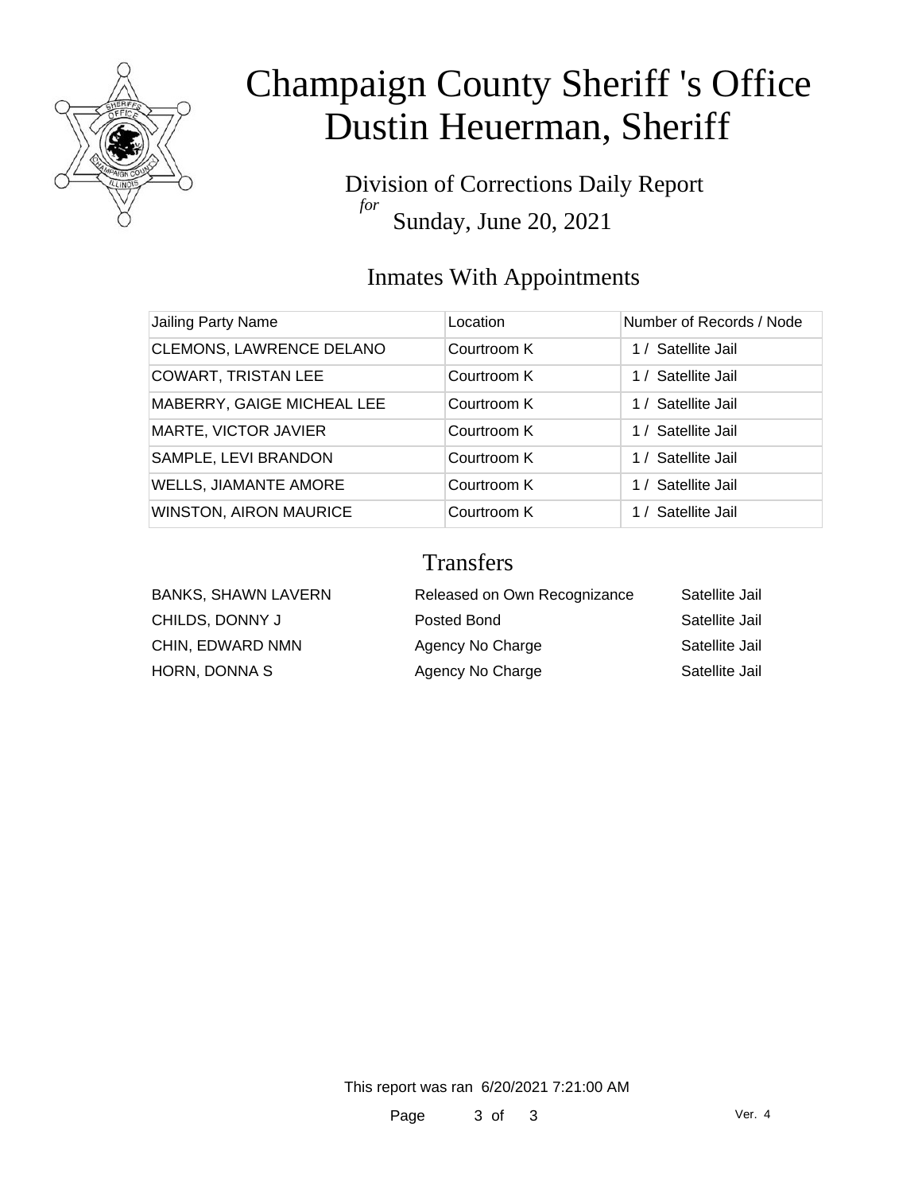# Champaign County Sheriff 's Office
# Dustin Heuerman, Sheriff

Division of Corrections Daily Report
*for*
Sunday, June 20, 2021

## Inmates With Appointments

| Jailing Party Name | Location | Number of Records / Node |
|---|---|---|
| CLEMONS, LAWRENCE DELANO | Courtroom K | 1 / Satellite Jail |
| COWART, TRISTAN LEE | Courtroom K | 1 / Satellite Jail |
| MABERRY, GAIGE MICHEAL LEE | Courtroom K | 1 / Satellite Jail |
| MARTE, VICTOR JAVIER | Courtroom K | 1 / Satellite Jail |
| SAMPLE, LEVI BRANDON | Courtroom K | 1 / Satellite Jail |
| WELLS, JIAMANTE AMORE | Courtroom K | 1 / Satellite Jail |
| WINSTON, AIRON MAURICE | Courtroom K | 1 / Satellite Jail |

## Transfers

| | | |
|---|---|---|
| BANKS, SHAWN LAVERN | Released on Own Recognizance | Satellite Jail |
| CHILDS, DONNY J | Posted Bond | Satellite Jail |
| CHIN, EDWARD NMN | Agency No Charge | Satellite Jail |
| HORN, DONNA S | Agency No Charge | Satellite Jail |

This report was ran 6/20/2021 7:21:00 AM

Ver. 4